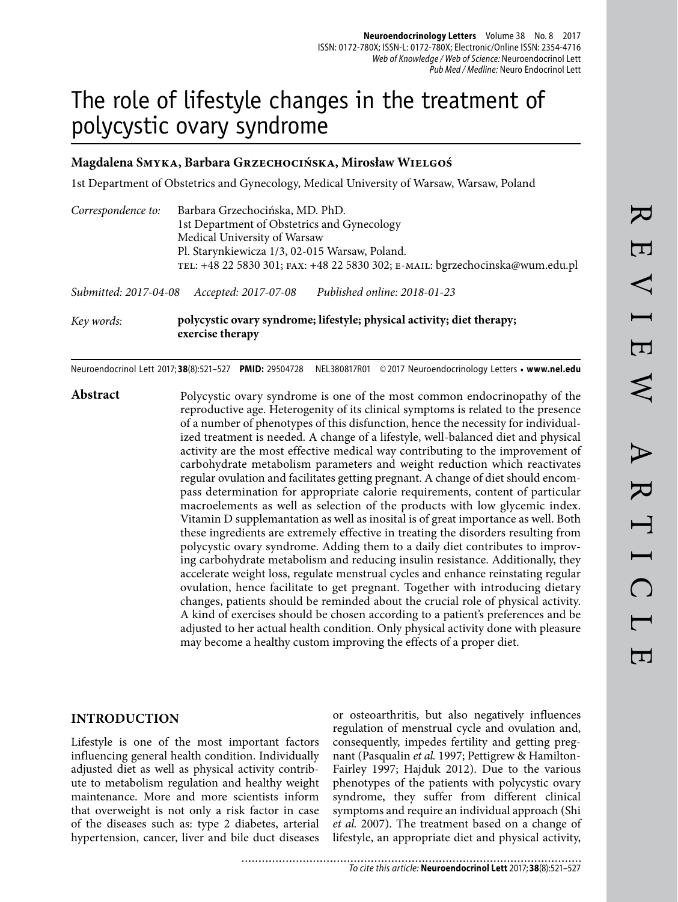# The role of lifestyle changes in the treatment of polycystic ovary syndrome

**Magdalena Smyka, Barbara Grzechocińska, Mirosław Wielgoś**

1st Department of Obstetrics and Gynecology, Medical University of Warsaw, Warsaw, Poland

*Correspondence to:* Barbara Grzechocińska, MD. PhD.
1st Department of Obstetrics and Gynecology
Medical University of Warsaw
Pl. Starynkiewicza 1/3, 02-015 Warsaw, Poland.
tel: +48 22 5830 301; fax: +48 22 5830 302; e-mail: bgrzechocinska@wum.edu.pl

*Submitted: 2017-04-08* *Accepted: 2017-07-08* *Published online: 2018-01-23*

*Key words:* **polycystic ovary syndrome; lifestyle; physical activity; diet therapy; exercise therapy**

Neuroendocrinol Lett 2017; **38**(8):521–527 **PMID:** 29504728 NEL380817R01 © 2017 Neuroendocrinology Letters • **www.nel.edu**

REVIEW ARTICLE

**Abstract**

Polycystic ovary syndrome is one of the most common endocrinopathy of the reproductive age. Heterogenity of its clinical symptoms is related to the presence of a number of phenotypes of this disfunction, hence the necessity for individualized treatment is needed. A change of a lifestyle, well-balanced diet and physical activity are the most effective medical way contributing to the improvement of carbohydrate metabolism parameters and weight reduction which reactivates regular ovulation and facilitates getting pregnant. A change of diet should encompass determination for appropriate calorie requirements, content of particular macroelements as well as selection of the products with low glycemic index. Vitamin D supplemantation as well as inosital is of great importance as well. Both these ingredients are extremely effective in treating the disorders resulting from polycystic ovary syndrome. Adding them to a daily diet contributes to improving carbohydrate metabolism and reducing insulin resistance. Additionally, they accelerate weight loss, regulate menstrual cycles and enhance reinstating regular ovulation, hence facilitate to get pregnant. Together with introducing dietary changes, patients should be reminded about the crucial role of physical activity. A kind of exercises should be chosen according to a patient's preferences and be adjusted to her actual health condition. Only physical activity done with pleasure may become a healthy custom improving the effects of a proper diet.

## INTRODUCTION

Lifestyle is one of the most important factors influencing general health condition. Individually adjusted diet as well as physical activity contribute to metabolism regulation and healthy weight maintenance. More and more scientists inform that overweight is not only a risk factor in case of the diseases such as: type 2 diabetes, arterial hypertension, cancer, liver and bile duct diseases or osteoarthritis, but also negatively influences regulation of menstrual cycle and ovulation and, consequently, impedes fertility and getting pregnant (Pasqualin *et al.* 1997; Pettigrew & Hamilton-Fairley 1997; Hajduk 2012). Due to the various phenotypes of the patients with polycystic ovary syndrome, they suffer from different clinical symptoms and require an individual approach (Shi *et al.* 2007). The treatment based on a change of lifestyle, an appropriate diet and physical activity,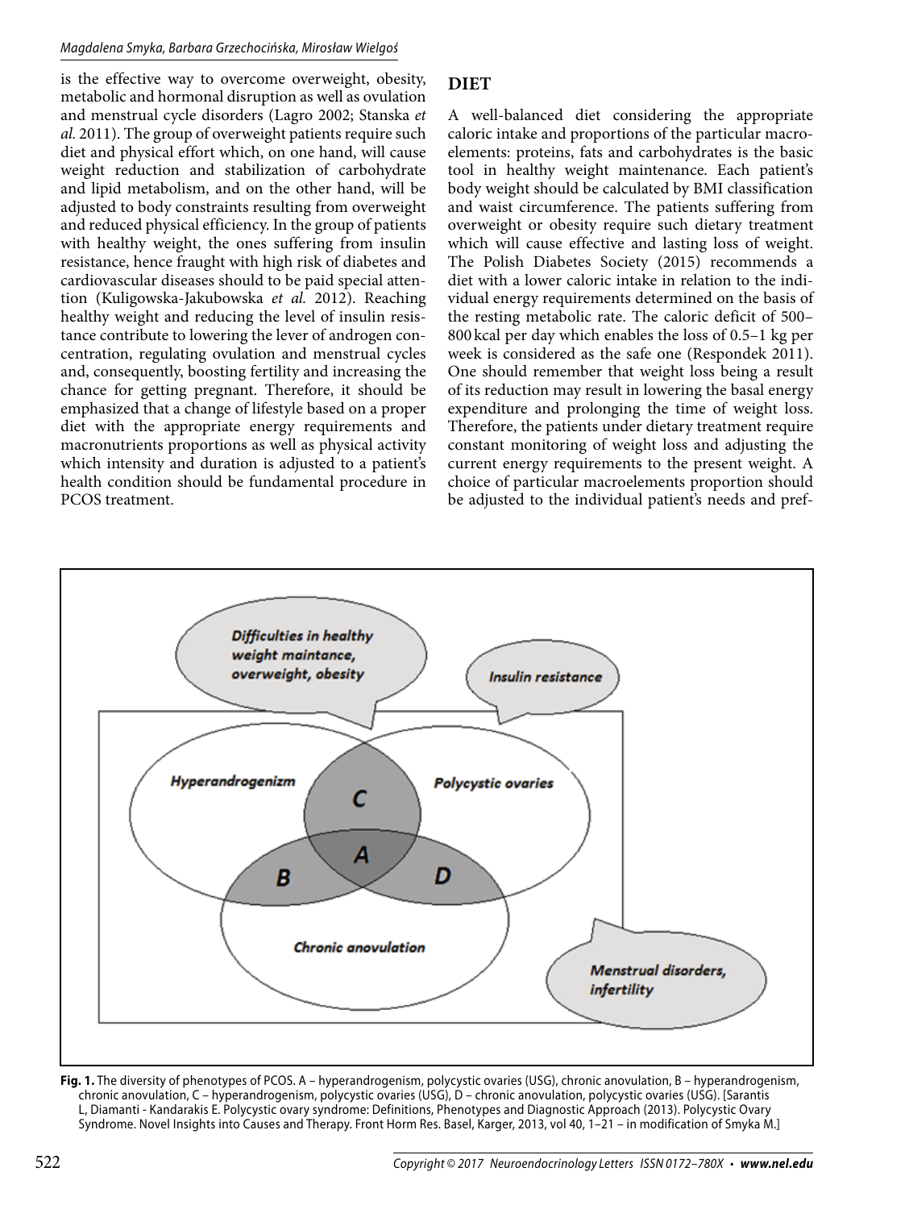is the effective way to overcome overweight, obesity, metabolic and hormonal disruption as well as ovulation and menstrual cycle disorders (Lagro 2002; Stanska *et al.* 2011). The group of overweight patients require such diet and physical effort which, on one hand, will cause weight reduction and stabilization of carbohydrate and lipid metabolism, and on the other hand, will be adjusted to body constraints resulting from overweight and reduced physical efficiency. In the group of patients with healthy weight, the ones suffering from insulin resistance, hence fraught with high risk of diabetes and cardiovascular diseases should to be paid special attention (Kuligowska-Jakubowska *et al.* 2012). Reaching healthy weight and reducing the level of insulin resistance contribute to lowering the lever of androgen concentration, regulating ovulation and menstrual cycles and, consequently, boosting fertility and increasing the chance for getting pregnant. Therefore, it should be emphasized that a change of lifestyle based on a proper diet with the appropriate energy requirements and macronutrients proportions as well as physical activity which intensity and duration is adjusted to a patient's health condition should be fundamental procedure in PCOS treatment.

## DIET

A well-balanced diet considering the appropriate caloric intake and proportions of the particular macroelements: proteins, fats and carbohydrates is the basic tool in healthy weight maintenance. Each patient's body weight should be calculated by BMI classification and waist circumference. The patients suffering from overweight or obesity require such dietary treatment which will cause effective and lasting loss of weight. The Polish Diabetes Society (2015) recommends a diet with a lower caloric intake in relation to the individual energy requirements determined on the basis of the resting metabolic rate. The caloric deficit of 500–800 kcal per day which enables the loss of 0.5–1 kg per week is considered as the safe one (Respondek 2011). One should remember that weight loss being a result of its reduction may result in lowering the basal energy expenditure and prolonging the time of weight loss. Therefore, the patients under dietary treatment require constant monitoring of weight loss and adjusting the current energy requirements to the present weight. A choice of particular macroelements proportion should be adjusted to the individual patient's needs and pref-

**Fig. 1.** The diversity of phenotypes of PCOS. A – hyperandrogenism, polycystic ovaries (USG), chronic anovulation, B – hyperandrogenism, chronic anovulation, C – hyperandrogenism, polycystic ovaries (USG), D – chronic anovulation, polycystic ovaries (USG). [Sarantis L, Diamanti - Kandarakis E. Polycystic ovary syndrome: Definitions, Phenotypes and Diagnostic Approach (2013). Polycystic Ovary Syndrome. Novel Insights into Causes and Therapy. Front Horm Res. Basel, Karger, 2013, vol 40, 1–21 – in modification of Smyka M.]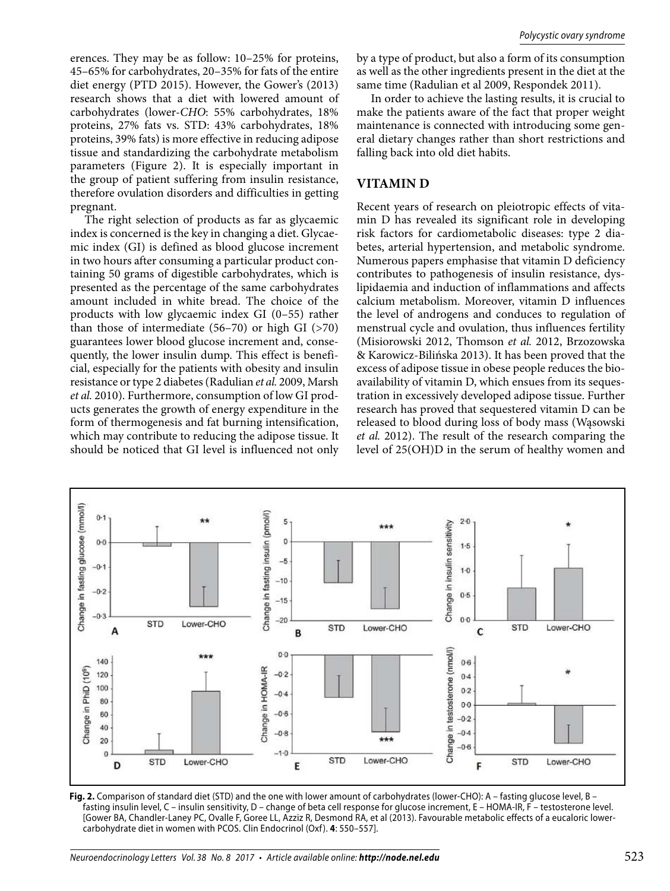erences. They may be as follow: 10–25% for proteins, 45–65% for carbohydrates, 20–35% for fats of the entire diet energy (PTD 2015). However, the Gower's (2013) research shows that a diet with lowered amount of carbohydrates (lower-*CHO*: 55% carbohydrates, 18% proteins, 27% fats vs. STD: 43% carbohydrates, 18% proteins, 39% fats) is more effective in reducing adipose tissue and standardizing the carbohydrate metabolism parameters (Figure 2). It is especially important in the group of patient suffering from insulin resistance, therefore ovulation disorders and difficulties in getting pregnant.

The right selection of products as far as glycaemic index is concerned is the key in changing a diet. Glycaemic index (GI) is defined as blood glucose increment in two hours after consuming a particular product containing 50 grams of digestible carbohydrates, which is presented as the percentage of the same carbohydrates amount included in white bread. The choice of the products with low glycaemic index GI (0–55) rather than those of intermediate (56–70) or high GI (>70) guarantees lower blood glucose increment and, consequently, the lower insulin dump. This effect is beneficial, especially for the patients with obesity and insulin resistance or type 2 diabetes (Radulian *et al.* 2009, Marsh *et al.* 2010). Furthermore, consumption of low GI products generates the growth of energy expenditure in the form of thermogenesis and fat burning intensification, which may contribute to reducing the adipose tissue. It should be noticed that GI level is influenced not only by a type of product, but also a form of its consumption as well as the other ingredients present in the diet at the same time (Radulian et al 2009, Respondek 2011).

In order to achieve the lasting results, it is crucial to make the patients aware of the fact that proper weight maintenance is connected with introducing some general dietary changes rather than short restrictions and falling back into old diet habits.

## VITAMIN D

Recent years of research on pleiotropic effects of vitamin D has revealed its significant role in developing risk factors for cardiometabolic diseases: type 2 diabetes, arterial hypertension, and metabolic syndrome. Numerous papers emphasise that vitamin D deficiency contributes to pathogenesis of insulin resistance, dyslipidaemia and induction of inflammations and affects calcium metabolism. Moreover, vitamin D influences the level of androgens and conduces to regulation of menstrual cycle and ovulation, thus influences fertility (Misiorowski 2012, Thomson *et al.* 2012, Brzozowska & Karowicz-Bilińska 2013). It has been proved that the excess of adipose tissue in obese people reduces the bioavailability of vitamin D, which ensues from its sequestration in excessively developed adipose tissue. Further research has proved that sequestered vitamin D can be released to blood during loss of body mass (Wąsowski *et al.* 2012). The result of the research comparing the level of 25(OH)D in the serum of healthy women and

**Fig. 2.** Comparison of standard diet (STD) and the one with lower amount of carbohydrates (lower-CHO): A – fasting glucose level, B – fasting insulin level, C – insulin sensitivity, D – change of beta cell response for glucose increment, E – HOMA-IR, F – testosterone level. [Gower BA, Chandler-Laney PC, Ovalle F, Goree LL, Azziz R, Desmond RA, et al (2013). Favourable metabolic effects of a eucaloric lower-carbohydrate diet in women with PCOS. Clin Endocrinol (Oxf). **4**: 550–557].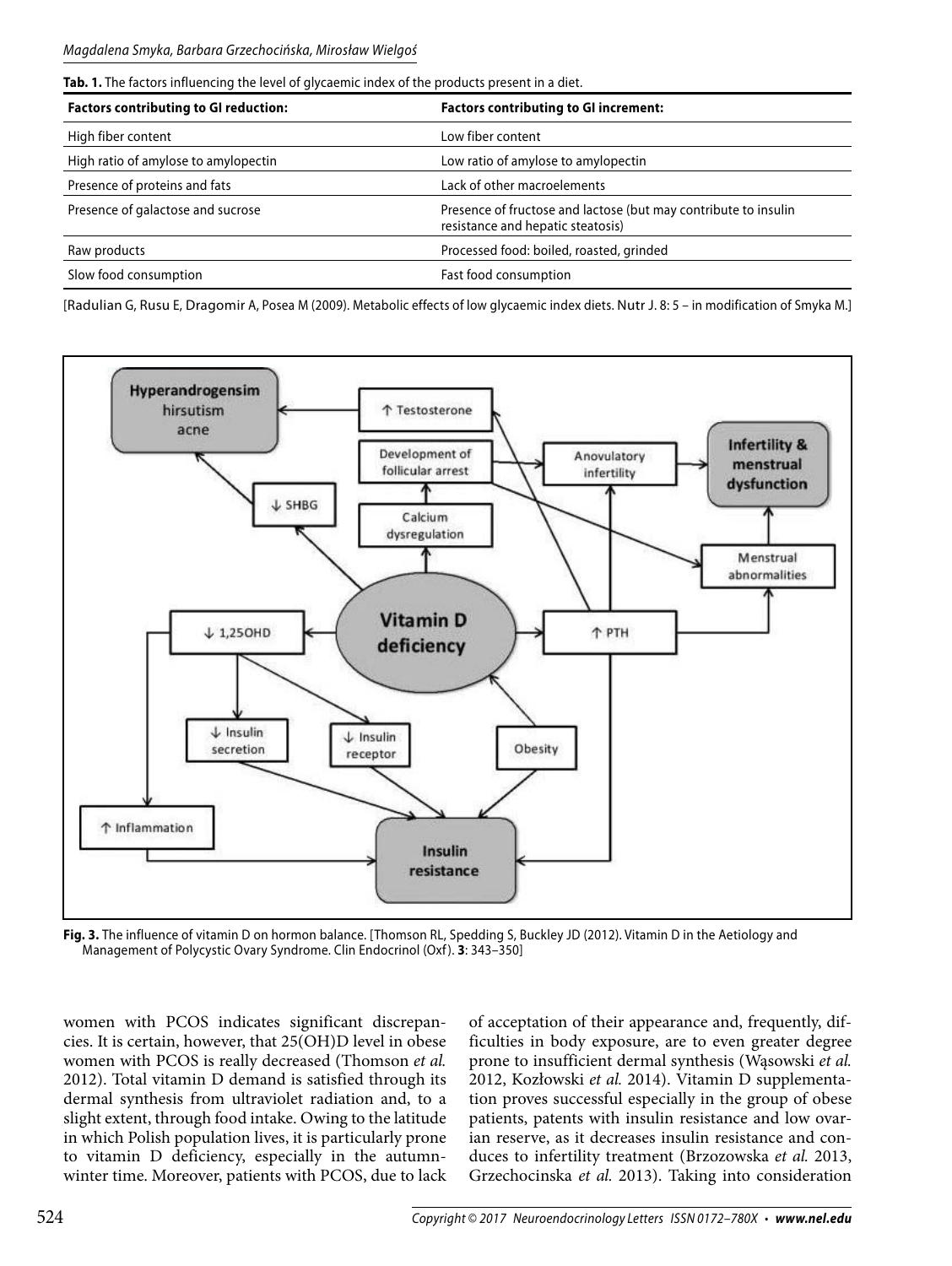**Tab. 1.** The factors influencing the level of glycaemic index of the products present in a diet.

| Factors contributing to GI reduction: | Factors contributing to GI increment: |
|---|---|
| High fiber content | Low fiber content |
| High ratio of amylose to amylopectin | Low ratio of amylose to amylopectin |
| Presence of proteins and fats | Lack of other macroelements |
| Presence of galactose and sucrose | Presence of fructose and lactose (but may contribute to insulin resistance and hepatic steatosis) |
| Raw products | Processed food: boiled, roasted, grinded |
| Slow food consumption | Fast food consumption |

[Radulian G, Rusu E, Dragomir A, Posea M (2009). Metabolic effects of low glycaemic index diets. Nutr J. 8: 5 – in modification of Smyka M.]

**Fig. 3.** The influence of vitamin D on hormon balance. [Thomson RL, Spedding S, Buckley JD (2012). Vitamin D in the Aetiology and Management of Polycystic Ovary Syndrome. Clin Endocrinol (Oxf). **3**: 343–350]

women with PCOS indicates significant discrepancies. It is certain, however, that 25(OH)D level in obese women with PCOS is really decreased (Thomson *et al.* 2012). Total vitamin D demand is satisfied through its dermal synthesis from ultraviolet radiation and, to a slight extent, through food intake. Owing to the latitude in which Polish population lives, it is particularly prone to vitamin D deficiency, especially in the autumn-winter time. Moreover, patients with PCOS, due to lack of acceptation of their appearance and, frequently, difficulties in body exposure, are to even greater degree prone to insufficient dermal synthesis (Wąsowski *et al.* 2012, Kozłowski *et al.* 2014). Vitamin D supplementation proves successful especially in the group of obese patients, patents with insulin resistance and low ovarian reserve, as it decreases insulin resistance and conduces to infertility treatment (Brzozowska *et al.* 2013, Grzechocinska *et al.* 2013). Taking into consideration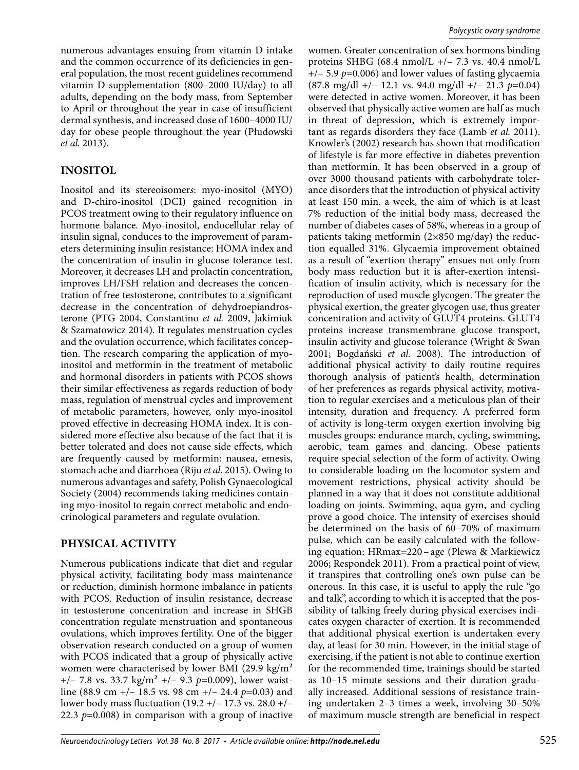numerous advantages ensuing from vitamin D intake and the common occurrence of its deficiencies in general population, the most recent guidelines recommend vitamin D supplementation (800–2000 IU/day) to all adults, depending on the body mass, from September to April or throughout the year in case of insufficient dermal synthesis, and increased dose of 1600–4000 IU/day for obese people throughout the year (Płudowski *et al.* 2013).

## INOSITOL

Inositol and its stereoisomer*s*: myo-inositol (MYO) and D-chiro-inositol (DCI) gained recognition in PCOS treatment owing to their regulatory influence on hormone balance. Myo-inositol, endocellular relay of insulin signal, conduces to the improvement of parameters determining insulin resistance: HOMA index and the concentration of insulin in glucose tolerance test. Moreover, it decreases LH and prolactin concentration, improves LH/FSH relation and decreases the concentration of free testosterone, contributes to a significant decrease in the concentration of dehydroepiandrosterone (PTG 2004, Constantino *et al.* 2009, Jakimiuk & Szamatowicz 2014). It regulates menstruation cycles and the ovulation occurrence, which facilitates conception. The research comparing the application of myo-inositol and metformin in the treatment of metabolic and hormonal disorders in patients with PCOS shows their similar effectiveness as regards reduction of body mass, regulation of menstrual cycles and improvement of metabolic parameters, however, only myo-inositol proved effective in decreasing HOMA index. It is considered more effective also because of the fact that it is better tolerated and does not cause side effects, which are frequently caused by metformin: nausea, emesis, stomach ache and diarrhoea (Riju *et al.* 2015). Owing to numerous advantages and safety, Polish Gynaecological Society (2004) recommends taking medicines containing myo-inositol to regain correct metabolic and endocrinological parameters and regulate ovulation.

## PHYSICAL ACTIVITY

Numerous publications indicate that diet and regular physical activity, facilitating body mass maintenance or reduction, diminish hormone imbalance in patients with PCOS. Reduction of insulin resistance, decrease in testosterone concentration and increase in SHGB concentration regulate menstruation and spontaneous ovulations, which improves fertility. One of the bigger observation research conducted on a group of women with PCOS indicated that a group of physically active women were characterised by lower BMI (29.9 kg/m² +/– 7.8 vs. 33.7 kg/m² +/– 9.3 $p$=0.009), lower waistline (88.9 cm +/– 18.5 vs. 98 cm +/– 24.4 $p$=0.03) and lower body mass fluctuation (19.2 +/– 17.3 vs. 28.0 +/– 22.3 $p$=0.008) in comparison with a group of inactive women. Greater concentration of sex hormons binding proteins SHBG (68.4 nmol/L +/– 7.3 vs. 40.4 nmol/L +/– 5.9 $p$=0.006) and lower values of fasting glycaemia (87.8 mg/dl +/– 12.1 vs. 94.0 mg/dl +/– 21.3 $p$=0.04) were detected in active women. Moreover, it has been observed that physically active women are half as much in threat of depression, which is extremely important as regards disorders they face (Lamb *et al.* 2011). Knowler's (2002) research has shown that modification of lifestyle is far more effective in diabetes prevention than metformin. It has been observed in a group of over 3000 thousand patients with carbohydrate tolerance disorders that the introduction of physical activity at least 150 min. a week, the aim of which is at least 7% reduction of the initial body mass, decreased the number of diabetes cases of 58%, whereas in a group of patients taking metformin (2×850 mg/day) the reduction equalled 31%. Glycaemia improvement obtained as a result of "exertion therapy" ensues not only from body mass reduction but it is after-exertion intensification of insulin activity, which is necessary for the reproduction of used muscle glycogen. The greater the physical exertion, the greater glycogen use, thus greater concentration and activity of GLUT4 proteins. GLUT4 proteins increase transmembrane glucose transport, insulin activity and glucose tolerance (Wright & Swan 2001; Bogdański *et al.* 2008). The introduction of additional physical activity to daily routine requires thorough analysis of patient's health, determination of her preferences as regards physical activity, motivation to regular exercises and a meticulous plan of their intensity, duration and frequency. A preferred form of activity is long-term oxygen exertion involving big muscles groups: endurance march, cycling, swimming, aerobic, team games and dancing. Obese patients require special selection of the form of activity. Owing to considerable loading on the locomotor system and movement restrictions, physical activity should be planned in a way that it does not constitute additional loading on joints. Swimming, aqua gym, and cycling prove a good choice. The intensity of exercises should be determined on the basis of 60–70% of maximum pulse, which can be easily calculated with the following equation: HRmax=220 – age (Plewa & Markiewicz 2006; Respondek 2011). From a practical point of view, it transpires that controlling one's own pulse can be onerous. In this case, it is useful to apply the rule "go and talk", according to which it is accepted that the possibility of talking freely during physical exercises indicates oxygen character of exertion. It is recommended that additional physical exertion is undertaken every day, at least for 30 min. However, in the initial stage of exercising, if the patient is not able to continue exertion for the recommended time, trainings should be started as 10–15 minute sessions and their duration gradually increased. Additional sessions of resistance training undertaken 2–3 times a week, involving 30–50% of maximum muscle strength are beneficial in respect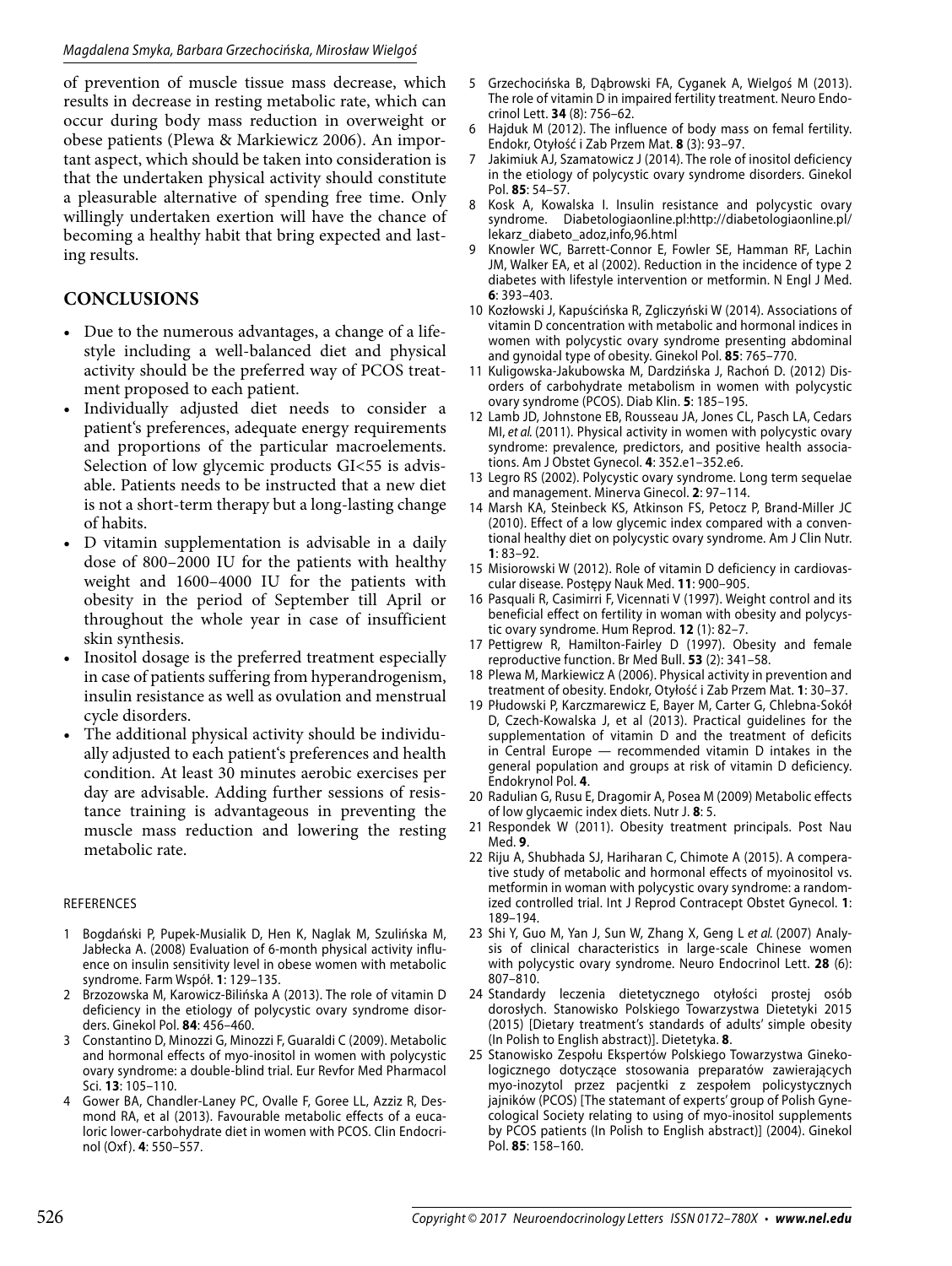of prevention of muscle tissue mass decrease, which results in decrease in resting metabolic rate, which can occur during body mass reduction in overweight or obese patients (Plewa & Markiewicz 2006). An important aspect, which should be taken into consideration is that the undertaken physical activity should constitute a pleasurable alternative of spending free time. Only willingly undertaken exertion will have the chance of becoming a healthy habit that bring expected and lasting results.

## CONCLUSIONS

- Due to the numerous advantages, a change of a lifestyle including a well-balanced diet and physical activity should be the preferred way of PCOS treatment proposed to each patient.
- Individually adjusted diet needs to consider a patient's preferences, adequate energy requirements and proportions of the particular macroelements. Selection of low glycemic products GI<55 is advisable. Patients needs to be instructed that a new diet is not a short-term therapy but a long-lasting change of habits.
- D vitamin supplementation is advisable in a daily dose of 800–2000 IU for the patients with healthy weight and 1600–4000 IU for the patients with obesity in the period of September till April or throughout the whole year in case of insufficient skin synthesis.
- Inositol dosage is the preferred treatment especially in case of patients suffering from hyperandrogenism, insulin resistance as well as ovulation and menstrual cycle disorders.
- The additional physical activity should be individually adjusted to each patient's preferences and health condition. At least 30 minutes aerobic exercises per day are advisable. Adding further sessions of resistance training is advantageous in preventing the muscle mass reduction and lowering the resting metabolic rate.

### REFERENCES

1. Bogdański P, Pupek-Musialik D, Hen K, Naglak M, Szulińska M, Jabłecka A. (2008) Evaluation of 6-month physical activity influence on insulin sensitivity level in obese women with metabolic syndrome. Farm Współ. **1**: 129–135.
2. Brzozowska M, Karowicz-Bilińska A (2013). The role of vitamin D deficiency in the etiology of polycystic ovary syndrome disorders. Ginekol Pol. **84**: 456–460.
3. Constantino D, Minozzi G, Minozzi F, Guaraldi C (2009). Metabolic and hormonal effects of myo-inositol in women with polycystic ovary syndrome: a double-blind trial. Eur Revfor Med Pharmacol Sci. **13**: 105–110.
4. Gower BA, Chandler-Laney PC, Ovalle F, Goree LL, Azziz R, Desmond RA, et al (2013). Favourable metabolic effects of a eucaloric lower-carbohydrate diet in women with PCOS. Clin Endocrinol (Oxf). **4**: 550–557.
5. Grzechocińska B, Dąbrowski FA, Cyganek A, Wielgoś M (2013). The role of vitamin D in impaired fertility treatment. Neuro Endocrinol Lett. **34** (8): 756–62.
6. Hajduk M (2012). The influence of body mass on femal fertility. Endokr, Otyłość i Zab Przem Mat. **8** (3): 93–97.
7. Jakimiuk AJ, Szamatowicz J (2014). The role of inositol deficiency in the etiology of polycystic ovary syndrome disorders. Ginekol Pol. **85**: 54–57.
8. Kosk A, Kowalska I. Insulin resistance and polycystic ovary syndrome. Diabetologiaonline.pl:http://diabetologiaonline.pl/lekarz_diabeto_adoz,info,96.html
9. Knowler WC, Barrett-Connor E, Fowler SE, Hamman RF, Lachin JM, Walker EA, et al (2002). Reduction in the incidence of type 2 diabetes with lifestyle intervention or metformin. N Engl J Med. **6**: 393–403.
10. Kozłowski J, Kapuścińska R, Zgliczyński W (2014). Associations of vitamin D concentration with metabolic and hormonal indices in women with polycystic ovary syndrome presenting abdominal and gynoidal type of obesity. Ginekol Pol. **85**: 765–770.
11. Kuligowska-Jakubowska M, Dardzińska J, Rachoń D. (2012) Disorders of carbohydrate metabolism in women with polycystic ovary syndrome (PCOS). Diab Klin. **5**: 185–195.
12. Lamb JD, Johnstone EB, Rousseau JA, Jones CL, Pasch LA, Cedars MI, *et al.* (2011). Physical activity in women with polycystic ovary syndrome: prevalence, predictors, and positive health associations. Am J Obstet Gynecol. **4**: 352.e1–352.e6.
13. Legro RS (2002). Polycystic ovary syndrome. Long term sequelae and management. Minerva Ginecol. **2**: 97–114.
14. Marsh KA, Steinbeck KS, Atkinson FS, Petocz P, Brand-Miller JC (2010). Effect of a low glycemic index compared with a conventional healthy diet on polycystic ovary syndrome. Am J Clin Nutr. **1**: 83–92.
15. Misiorowski W (2012). Role of vitamin D deficiency in cardiovascular disease. Postępy Nauk Med. **11**: 900–905.
16. Pasquali R, Casimirri F, Vicennati V (1997). Weight control and its beneficial effect on fertility in woman with obesity and polycystic ovary syndrome. Hum Reprod. **12** (1): 82–7.
17. Pettigrew R, Hamilton-Fairley D (1997). Obesity and female reproductive function. Br Med Bull. **53** (2): 341–58.
18. Plewa M, Markiewicz A (2006). Physical activity in prevention and treatment of obesity. Endokr, Otyłość i Zab Przem Mat. **1**: 30–37.
19. Płudowski P, Karczmarewicz E, Bayer M, Carter G, Chlebna-Sokół D, Czech-Kowalska J, et al (2013). Practical guidelines for the supplementation of vitamin D and the treatment of deficits in Central Europe — recommended vitamin D intakes in the general population and groups at risk of vitamin D deficiency. Endokrynol Pol. **4**.
20. Radulian G, Rusu E, Dragomir A, Posea M (2009) Metabolic effects of low glycaemic index diets. Nutr J. **8**: 5.
21. Respondek W (2011). Obesity treatment principals. Post Nau Med. **9**.
22. Riju A, Shubhada SJ, Hariharan C, Chimote A (2015). A comperative study of metabolic and hormonal effects of myoinositol vs. metformin in woman with polycystic ovary syndrome: a randomized controlled trial. Int J Reprod Contracept Obstet Gynecol. **1**: 189–194.
23. Shi Y, Guo M, Yan J, Sun W, Zhang X, Geng L *et al.* (2007) Analysis of clinical characteristics in large-scale Chinese women with polycystic ovary syndrome. Neuro Endocrinol Lett. **28** (6): 807–810.
24. Standardy leczenia dietetycznego otyłości prostej osób dorosłych. Stanowisko Polskiego Towarzystwa Dietetyki 2015 (2015) [Dietary treatment's standards of adults' simple obesity (In Polish to English abstract)]. Dietetyka. **8**.
25. Stanowisko Zespołu Ekspertów Polskiego Towarzystwa Ginekologicznego dotyczące stosowania preparatów zawierających myo-inozytol przez pacjentki z zespołem policystycznych jajników (PCOS) [The statemant of experts' group of Polish Gynecological Society relating to using of myo-inositol supplements by PCOS patients (In Polish to English abstract)] (2004). Ginekol Pol. **85**: 158–160.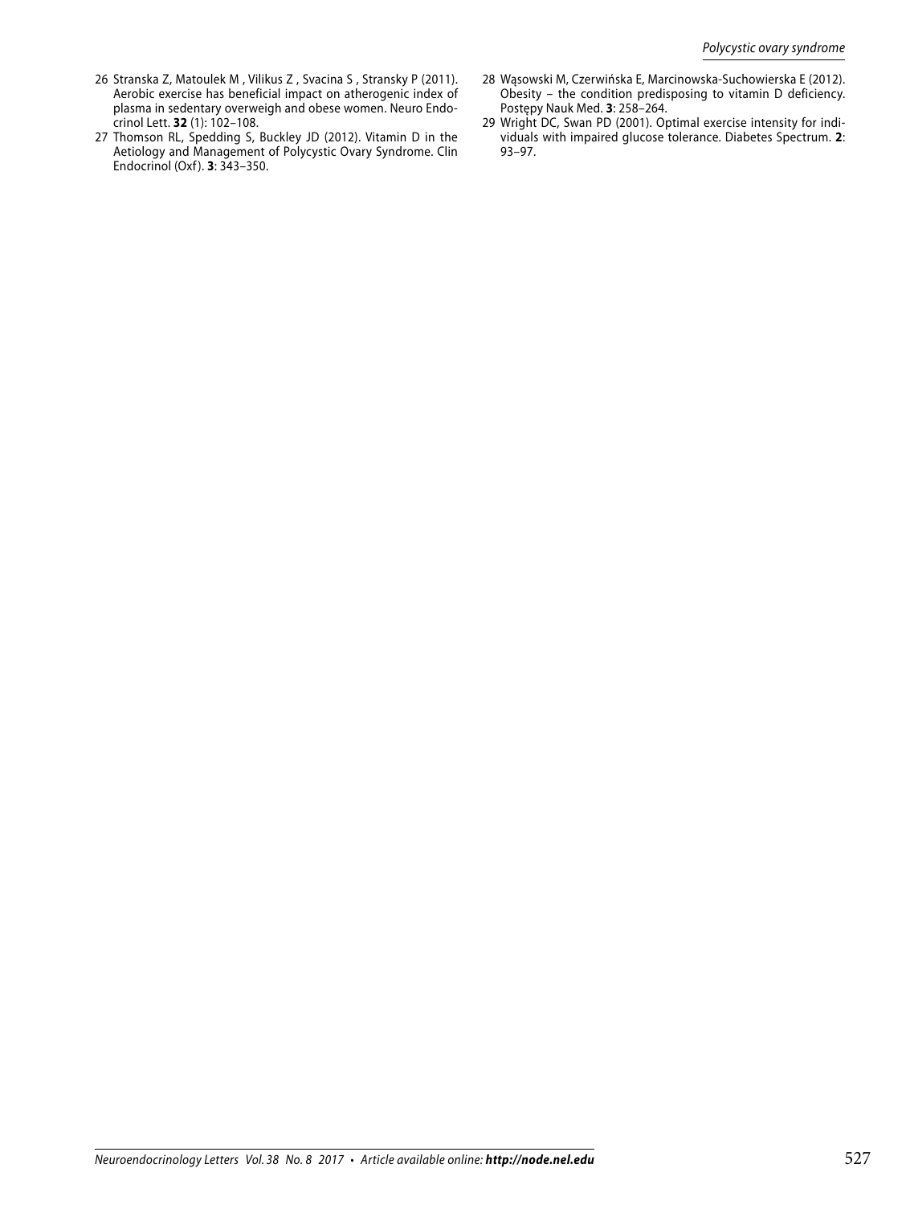26 Stranska Z, Matoulek M , Vilikus Z , Svacina S , Stransky P (2011). Aerobic exercise has beneficial impact on atherogenic index of plasma in sedentary overweigh and obese women. Neuro Endocrinol Lett. **32** (1): 102–108.

27 Thomson RL, Spedding S, Buckley JD (2012). Vitamin D in the Aetiology and Management of Polycystic Ovary Syndrome. Clin Endocrinol (Oxf). **3**: 343–350.

28 Wąsowski M, Czerwińska E, Marcinowska-Suchowierska E (2012). Obesity – the condition predisposing to vitamin D deficiency. Postępy Nauk Med. **3**: 258–264.

29 Wright DC, Swan PD (2001). Optimal exercise intensity for individuals with impaired glucose tolerance. Diabetes Spectrum. **2**: 93–97.